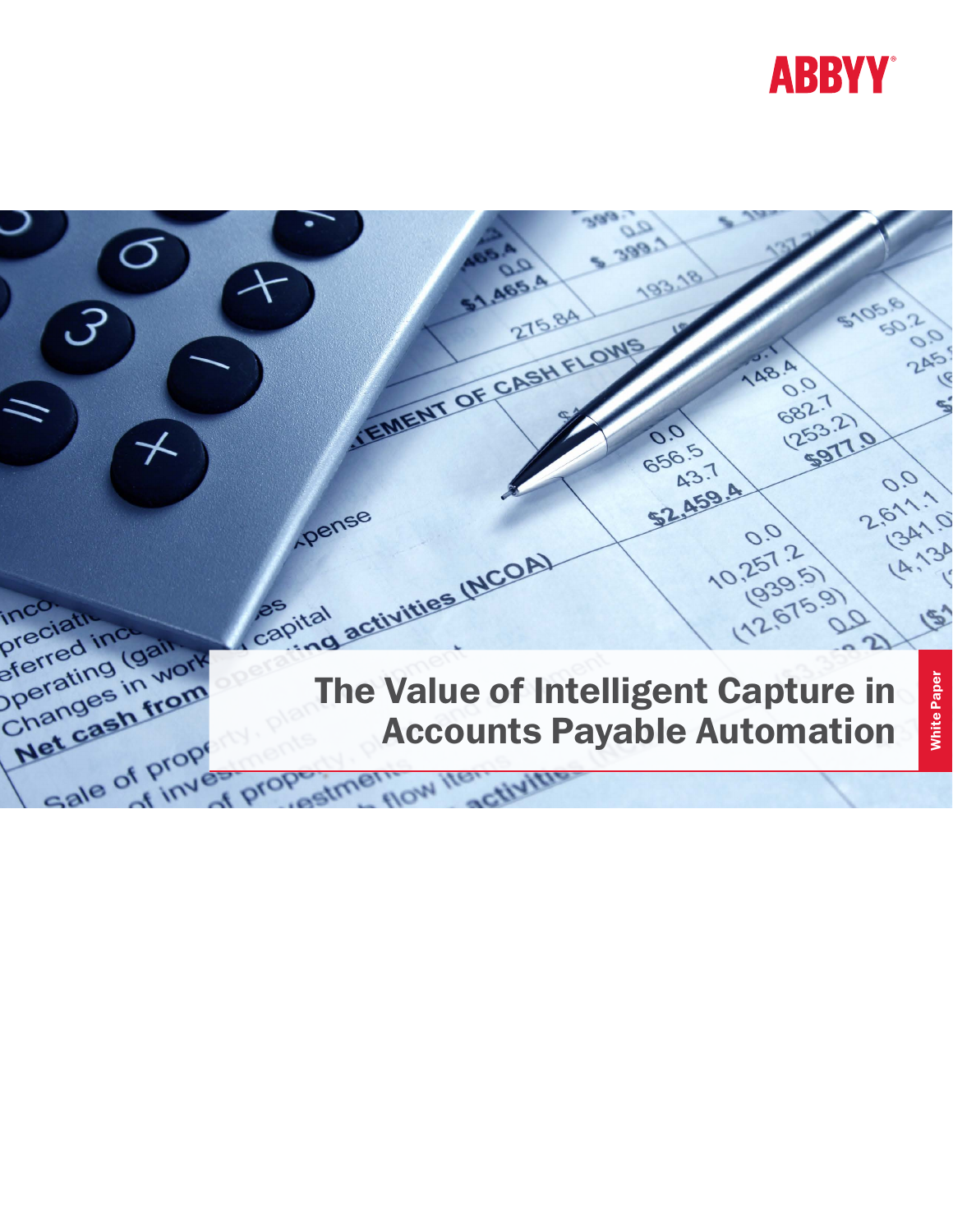ABBYY

# The Value of Intelligent Capture in Accounts Payable Automation

White Paper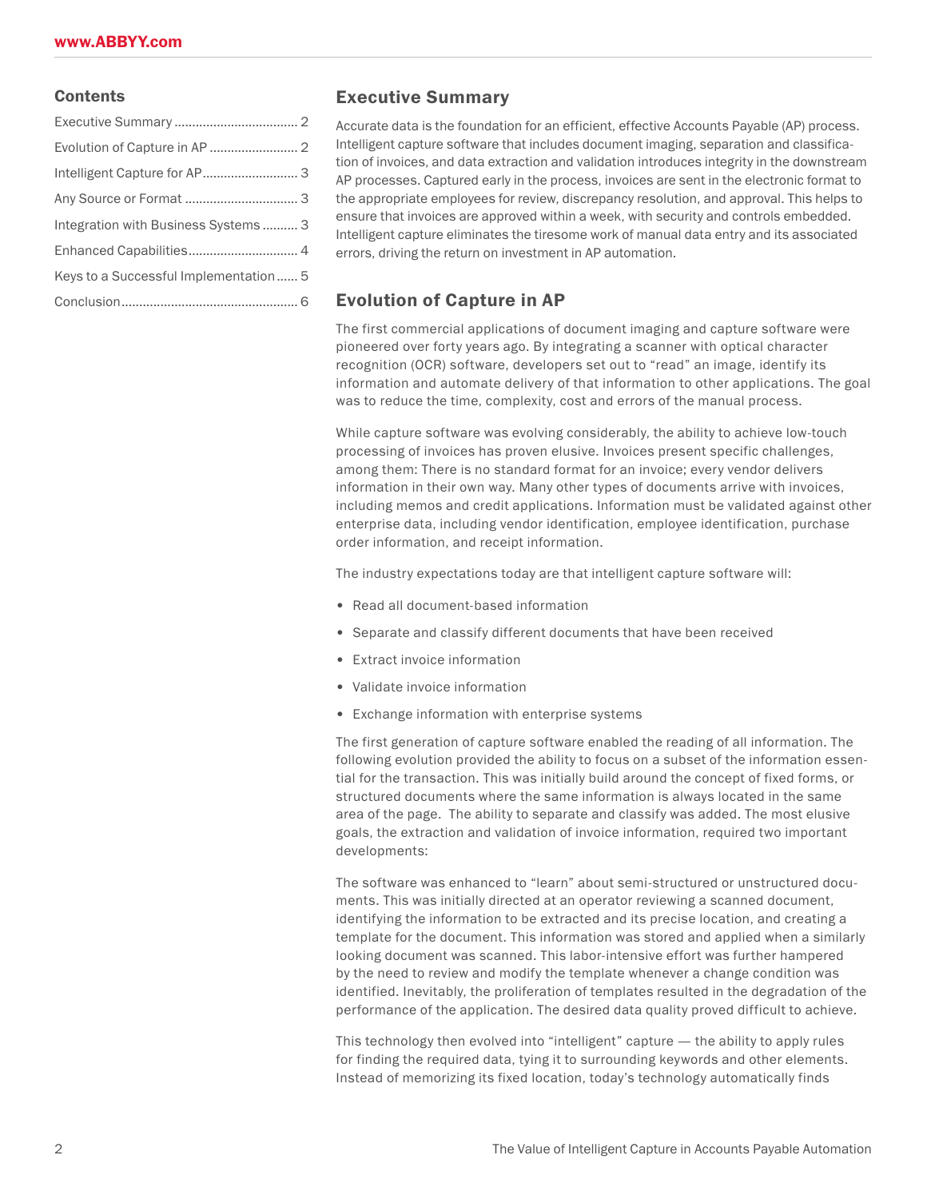## Contents

- Executive Summary ... 2
- Evolution of Capture in AP ... 2
- Intelligent Capture for AP ... 3
- Any Source or Format ... 3
- Integration with Business Systems ... 3
- Enhanced Capabilities ... 4
- Keys to a Successful Implementation ... 5
- Conclusion ... 6

## Executive Summary

Accurate data is the foundation for an efficient, effective Accounts Payable (AP) process. Intelligent capture software that includes document imaging, separation and classification of invoices, and data extraction and validation introduces integrity in the downstream AP processes. Captured early in the process, invoices are sent in the electronic format to the appropriate employees for review, discrepancy resolution, and approval. This helps to ensure that invoices are approved within a week, with security and controls embedded. Intelligent capture eliminates the tiresome work of manual data entry and its associated errors, driving the return on investment in AP automation.

## Evolution of Capture in AP

The first commercial applications of document imaging and capture software were pioneered over forty years ago. By integrating a scanner with optical character recognition (OCR) software, developers set out to "read" an image, identify its information and automate delivery of that information to other applications. The goal was to reduce the time, complexity, cost and errors of the manual process.

While capture software was evolving considerably, the ability to achieve low-touch processing of invoices has proven elusive. Invoices present specific challenges, among them: There is no standard format for an invoice; every vendor delivers information in their own way. Many other types of documents arrive with invoices, including memos and credit applications. Information must be validated against other enterprise data, including vendor identification, employee identification, purchase order information, and receipt information.

The industry expectations today are that intelligent capture software will:

- Read all document-based information
- Separate and classify different documents that have been received
- Extract invoice information
- Validate invoice information
- Exchange information with enterprise systems

The first generation of capture software enabled the reading of all information. The following evolution provided the ability to focus on a subset of the information essential for the transaction. This was initially build around the concept of fixed forms, or structured documents where the same information is always located in the same area of the page. The ability to separate and classify was added. The most elusive goals, the extraction and validation of invoice information, required two important developments:

The software was enhanced to "learn" about semi-structured or unstructured documents. This was initially directed at an operator reviewing a scanned document, identifying the information to be extracted and its precise location, and creating a template for the document. This information was stored and applied when a similarly looking document was scanned. This labor-intensive effort was further hampered by the need to review and modify the template whenever a change condition was identified. Inevitably, the proliferation of templates resulted in the degradation of the performance of the application. The desired data quality proved difficult to achieve.

This technology then evolved into "intelligent" capture — the ability to apply rules for finding the required data, tying it to surrounding keywords and other elements. Instead of memorizing its fixed location, today's technology automatically finds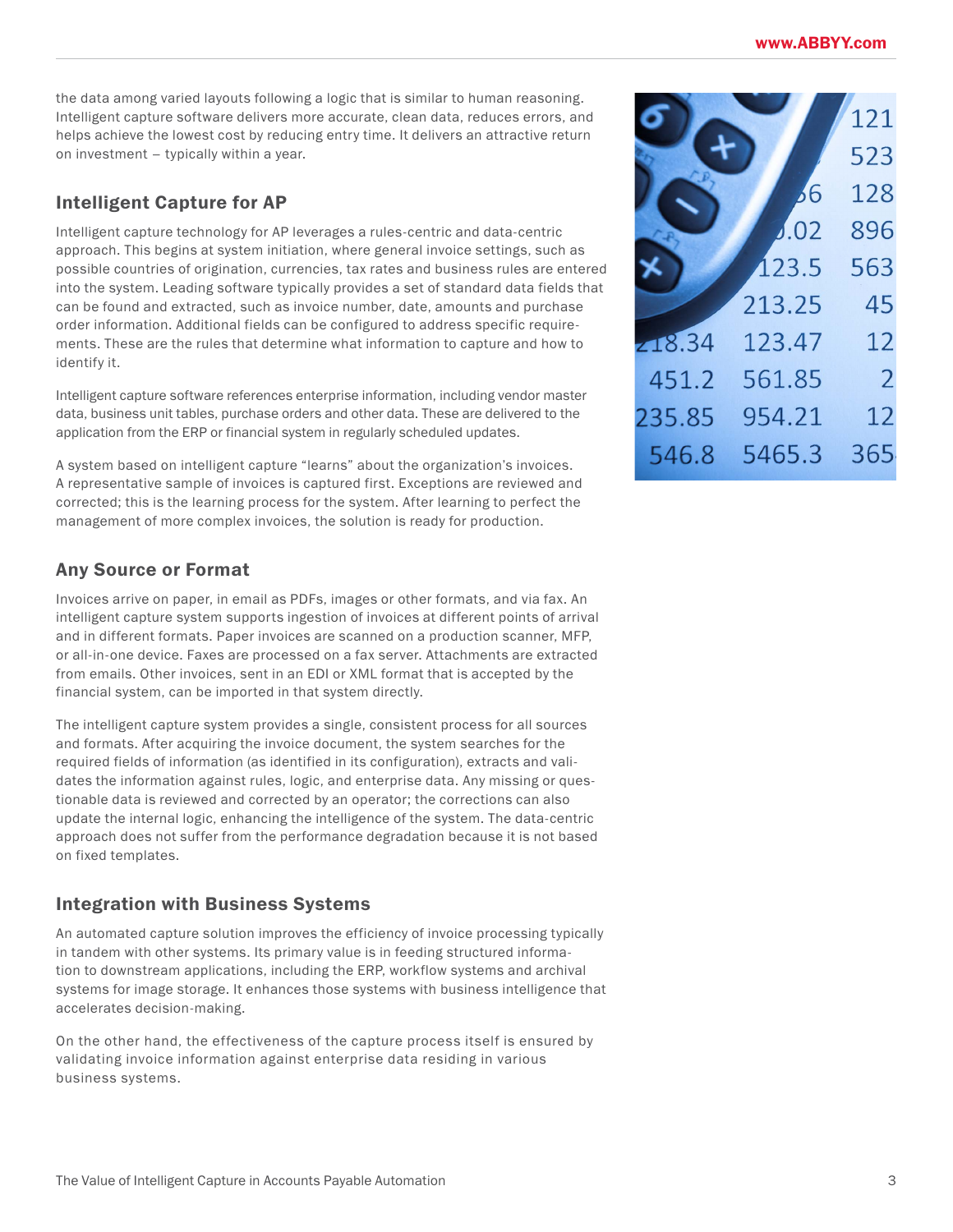the data among varied layouts following a logic that is similar to human reasoning. Intelligent capture software delivers more accurate, clean data, reduces errors, and helps achieve the lowest cost by reducing entry time. It delivers an attractive return on investment – typically within a year.

## Intelligent Capture for AP

Intelligent capture technology for AP leverages a rules-centric and data-centric approach. This begins at system initiation, where general invoice settings, such as possible countries of origination, currencies, tax rates and business rules are entered into the system. Leading software typically provides a set of standard data fields that can be found and extracted, such as invoice number, date, amounts and purchase order information. Additional fields can be configured to address specific requirements. These are the rules that determine what information to capture and how to identify it.

Intelligent capture software references enterprise information, including vendor master data, business unit tables, purchase orders and other data. These are delivered to the application from the ERP or financial system in regularly scheduled updates.

A system based on intelligent capture "learns" about the organization's invoices. A representative sample of invoices is captured first. Exceptions are reviewed and corrected; this is the learning process for the system. After learning to perfect the management of more complex invoices, the solution is ready for production.

## Any Source or Format

Invoices arrive on paper, in email as PDFs, images or other formats, and via fax. An intelligent capture system supports ingestion of invoices at different points of arrival and in different formats. Paper invoices are scanned on a production scanner, MFP, or all-in-one device. Faxes are processed on a fax server. Attachments are extracted from emails. Other invoices, sent in an EDI or XML format that is accepted by the financial system, can be imported in that system directly.

The intelligent capture system provides a single, consistent process for all sources and formats. After acquiring the invoice document, the system searches for the required fields of information (as identified in its configuration), extracts and validates the information against rules, logic, and enterprise data. Any missing or questionable data is reviewed and corrected by an operator; the corrections can also update the internal logic, enhancing the intelligence of the system. The data-centric approach does not suffer from the performance degradation because it is not based on fixed templates.

## Integration with Business Systems

An automated capture solution improves the efficiency of invoice processing typically in tandem with other systems. Its primary value is in feeding structured information to downstream applications, including the ERP, workflow systems and archival systems for image storage. It enhances those systems with business intelligence that accelerates decision-making.

On the other hand, the effectiveness of the capture process itself is ensured by validating invoice information against enterprise data residing in various business systems.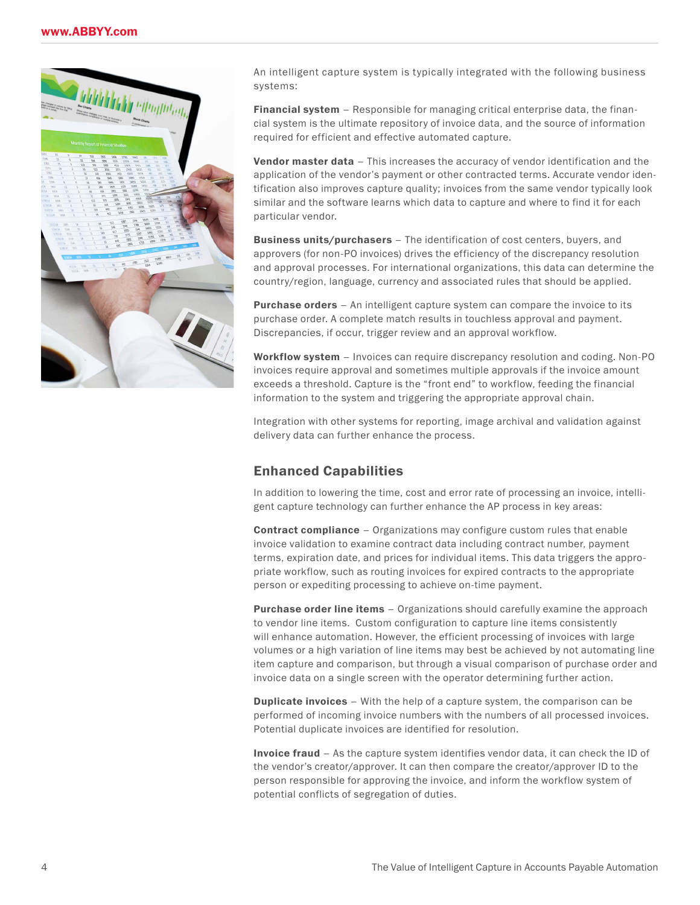An intelligent capture system is typically integrated with the following business systems:

**Financial system** – Responsible for managing critical enterprise data, the financial system is the ultimate repository of invoice data, and the source of information required for efficient and effective automated capture.

**Vendor master data** – This increases the accuracy of vendor identification and the application of the vendor's payment or other contracted terms. Accurate vendor identification also improves capture quality; invoices from the same vendor typically look similar and the software learns which data to capture and where to find it for each particular vendor.

**Business units/purchasers** – The identification of cost centers, buyers, and approvers (for non-PO invoices) drives the efficiency of the discrepancy resolution and approval processes. For international organizations, this data can determine the country/region, language, currency and associated rules that should be applied.

**Purchase orders** – An intelligent capture system can compare the invoice to its purchase order. A complete match results in touchless approval and payment. Discrepancies, if occur, trigger review and an approval workflow.

**Workflow system** – Invoices can require discrepancy resolution and coding. Non-PO invoices require approval and sometimes multiple approvals if the invoice amount exceeds a threshold. Capture is the "front end" to workflow, feeding the financial information to the system and triggering the appropriate approval chain.

Integration with other systems for reporting, image archival and validation against delivery data can further enhance the process.

## Enhanced Capabilities

In addition to lowering the time, cost and error rate of processing an invoice, intelligent capture technology can further enhance the AP process in key areas:

**Contract compliance** – Organizations may configure custom rules that enable invoice validation to examine contract data including contract number, payment terms, expiration date, and prices for individual items. This data triggers the appropriate workflow, such as routing invoices for expired contracts to the appropriate person or expediting processing to achieve on-time payment.

**Purchase order line items** – Organizations should carefully examine the approach to vendor line items. Custom configuration to capture line items consistently will enhance automation. However, the efficient processing of invoices with large volumes or a high variation of line items may best be achieved by not automating line item capture and comparison, but through a visual comparison of purchase order and invoice data on a single screen with the operator determining further action.

**Duplicate invoices** – With the help of a capture system, the comparison can be performed of incoming invoice numbers with the numbers of all processed invoices. Potential duplicate invoices are identified for resolution.

**Invoice fraud** – As the capture system identifies vendor data, it can check the ID of the vendor's creator/approver. It can then compare the creator/approver ID to the person responsible for approving the invoice, and inform the workflow system of potential conflicts of segregation of duties.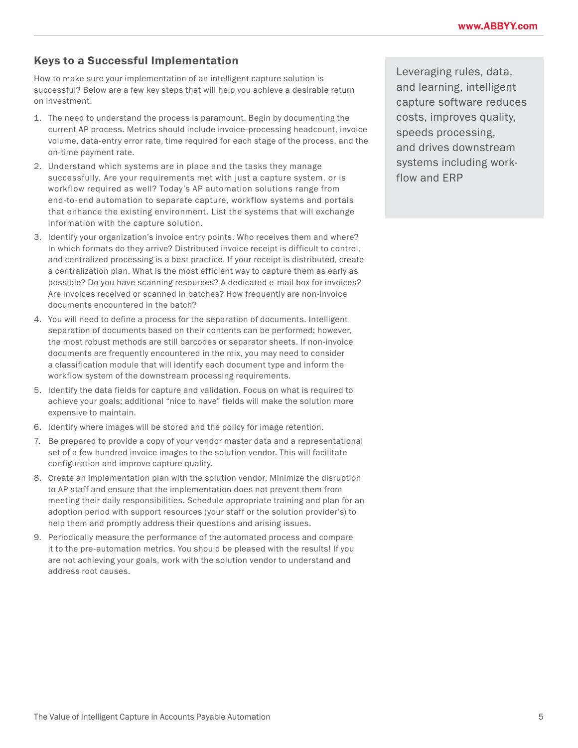## Keys to a Successful Implementation

How to make sure your implementation of an intelligent capture solution is successful? Below are a few key steps that will help you achieve a desirable return on investment.

1. The need to understand the process is paramount. Begin by documenting the current AP process. Metrics should include invoice-processing headcount, invoice volume, data-entry error rate, time required for each stage of the process, and the on-time payment rate.
2. Understand which systems are in place and the tasks they manage successfully. Are your requirements met with just a capture system, or is workflow required as well? Today's AP automation solutions range from end-to-end automation to separate capture, workflow systems and portals that enhance the existing environment. List the systems that will exchange information with the capture solution.
3. Identify your organization's invoice entry points. Who receives them and where? In which formats do they arrive? Distributed invoice receipt is difficult to control, and centralized processing is a best practice. If your receipt is distributed, create a centralization plan. What is the most efficient way to capture them as early as possible? Do you have scanning resources? A dedicated e-mail box for invoices? Are invoices received or scanned in batches? How frequently are non-invoice documents encountered in the batch?
4. You will need to define a process for the separation of documents. Intelligent separation of documents based on their contents can be performed; however, the most robust methods are still barcodes or separator sheets. If non-invoice documents are frequently encountered in the mix, you may need to consider a classification module that will identify each document type and inform the workflow system of the downstream processing requirements.
5. Identify the data fields for capture and validation. Focus on what is required to achieve your goals; additional "nice to have" fields will make the solution more expensive to maintain.
6. Identify where images will be stored and the policy for image retention.
7. Be prepared to provide a copy of your vendor master data and a representational set of a few hundred invoice images to the solution vendor. This will facilitate configuration and improve capture quality.
8. Create an implementation plan with the solution vendor. Minimize the disruption to AP staff and ensure that the implementation does not prevent them from meeting their daily responsibilities. Schedule appropriate training and plan for an adoption period with support resources (your staff or the solution provider's) to help them and promptly address their questions and arising issues.
9. Periodically measure the performance of the automated process and compare it to the pre-automation metrics. You should be pleased with the results! If you are not achieving your goals, work with the solution vendor to understand and address root causes.

> Leveraging rules, data, and learning, intelligent capture software reduces costs, improves quality, speeds processing, and drives downstream systems including workflow and ERP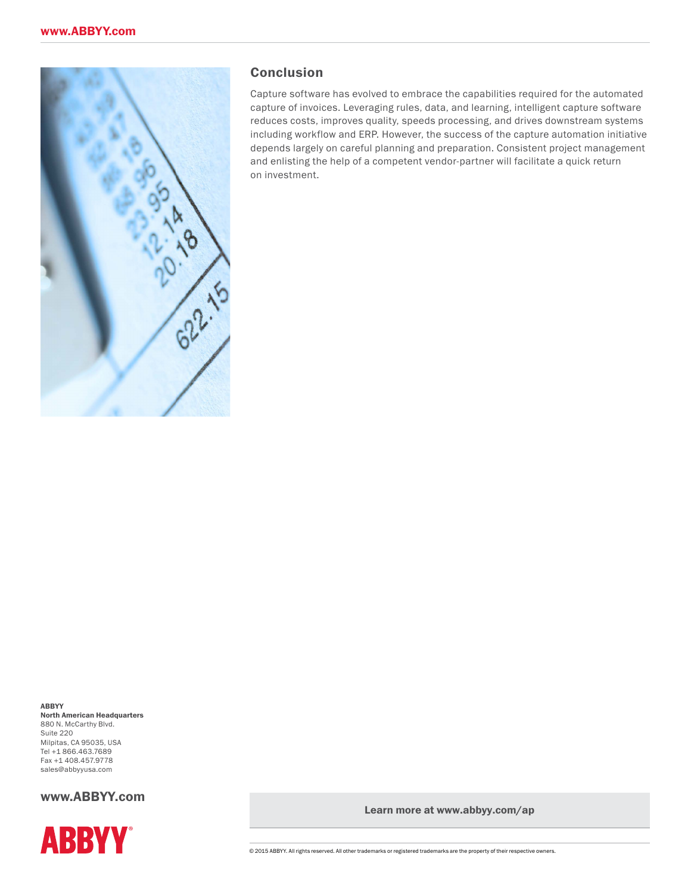## Conclusion

Capture software has evolved to embrace the capabilities required for the automated capture of invoices. Leveraging rules, data, and learning, intelligent capture software reduces costs, improves quality, speeds processing, and drives downstream systems including workflow and ERP. However, the success of the capture automation initiative depends largely on careful planning and preparation. Consistent project management and enlisting the help of a competent vendor-partner will facilitate a quick return on investment.

**ABBYY**
**North American Headquarters**
880 N. McCarthy Blvd.
Suite 220
Milpitas, CA 95035, USA
Tel +1 866.463.7689
Fax +1 408.457.9778
sales@abbyyusa.com

**www.ABBYY.com**

**Learn more at www.abbyy.com/ap**

© 2015 ABBYY. All rights reserved. All other trademarks or registered trademarks are the property of their respective owners.